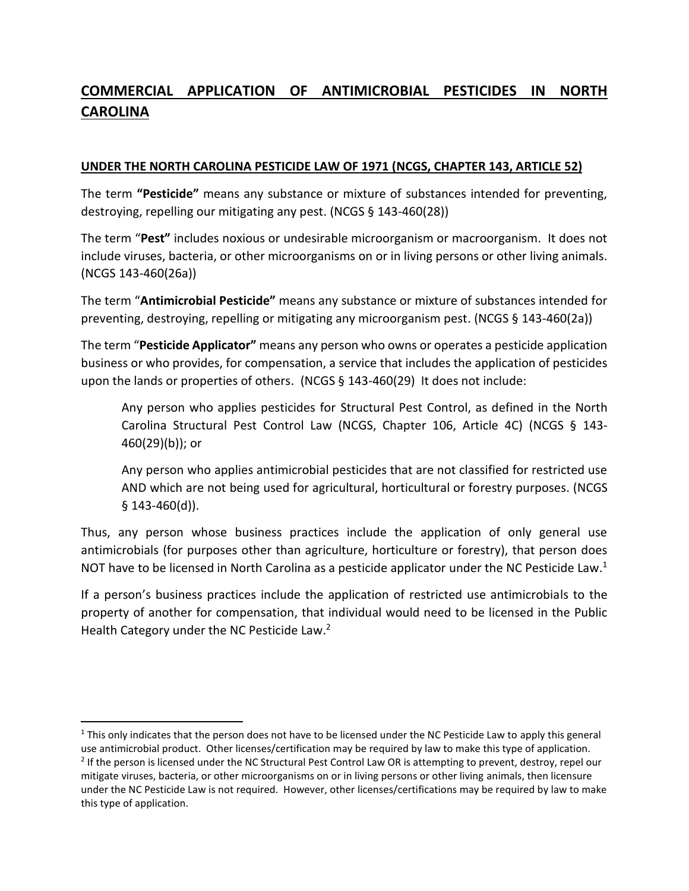# COMMERCIAL APPLICATION OF ANTIMICROBIAL PESTICIDES IN NORTH CAROLINA

## UNDER THE NORTH CAROLINA PESTICIDE LAW OF 1971 (NCGS, CHAPTER 143, ARTICLE 52)

The term **"Pesticide"** means any substance or mixture of substances intended for preventing, destroying, repelling our mitigating any pest. (NCGS § 143-460(28))

The term "**Pest"** includes noxious or undesirable microorganism or macroorganism. It does not include viruses, bacteria, or other microorganisms on or in living persons or other living animals. (NCGS 143-460(26a))

The term "**Antimicrobial Pesticide"** means any substance or mixture of substances intended for preventing, destroying, repelling or mitigating any microorganism pest. (NCGS § 143-460(2a))

The term "**Pesticide Applicator"** means any person who owns or operates a pesticide application business or who provides, for compensation, a service that includes the application of pesticides upon the lands or properties of others. (NCGS § 143-460(29) It does not include:

> Any person who applies pesticides for Structural Pest Control, as defined in the North Carolina Structural Pest Control Law (NCGS, Chapter 106, Article 4C) (NCGS § 143-460(29)(b)); or
>
> Any person who applies antimicrobial pesticides that are not classified for restricted use AND which are not being used for agricultural, horticultural or forestry purposes. (NCGS § 143-460(d)).

Thus, any person whose business practices include the application of only general use antimicrobials (for purposes other than agriculture, horticulture or forestry), that person does NOT have to be licensed in North Carolina as a pesticide applicator under the NC Pesticide Law.[1]

If a person's business practices include the application of restricted use antimicrobials to the property of another for compensation, that individual would need to be licensed in the Public Health Category under the NC Pesticide Law.[2]

---

[1] This only indicates that the person does not have to be licensed under the NC Pesticide Law to apply this general use antimicrobial product. Other licenses/certification may be required by law to make this type of application.

[2] If the person is licensed under the NC Structural Pest Control Law OR is attempting to prevent, destroy, repel our mitigate viruses, bacteria, or other microorganisms on or in living persons or other living animals, then licensure under the NC Pesticide Law is not required. However, other licenses/certifications may be required by law to make this type of application.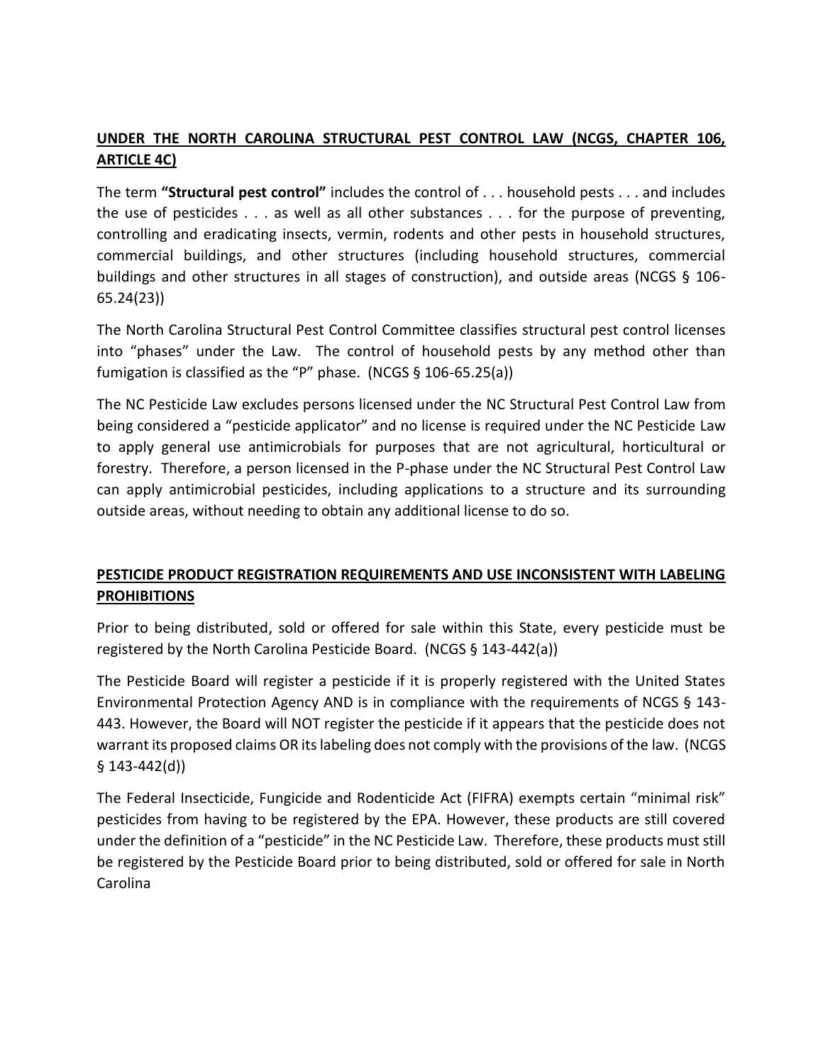## UNDER THE NORTH CAROLINA STRUCTURAL PEST CONTROL LAW (NCGS, CHAPTER 106, ARTICLE 4C)

The term **"Structural pest control"** includes the control of . . . household pests . . . and includes the use of pesticides . . . as well as all other substances . . . for the purpose of preventing, controlling and eradicating insects, vermin, rodents and other pests in household structures, commercial buildings, and other structures (including household structures, commercial buildings and other structures in all stages of construction), and outside areas (NCGS § 106-65.24(23))

The North Carolina Structural Pest Control Committee classifies structural pest control licenses into "phases" under the Law. The control of household pests by any method other than fumigation is classified as the "P" phase. (NCGS § 106-65.25(a))

The NC Pesticide Law excludes persons licensed under the NC Structural Pest Control Law from being considered a "pesticide applicator" and no license is required under the NC Pesticide Law to apply general use antimicrobials for purposes that are not agricultural, horticultural or forestry. Therefore, a person licensed in the P-phase under the NC Structural Pest Control Law can apply antimicrobial pesticides, including applications to a structure and its surrounding outside areas, without needing to obtain any additional license to do so.

## PESTICIDE PRODUCT REGISTRATION REQUIREMENTS AND USE INCONSISTENT WITH LABELING PROHIBITIONS

Prior to being distributed, sold or offered for sale within this State, every pesticide must be registered by the North Carolina Pesticide Board. (NCGS § 143-442(a))

The Pesticide Board will register a pesticide if it is properly registered with the United States Environmental Protection Agency AND is in compliance with the requirements of NCGS § 143-443. However, the Board will NOT register the pesticide if it appears that the pesticide does not warrant its proposed claims OR its labeling does not comply with the provisions of the law. (NCGS § 143-442(d))

The Federal Insecticide, Fungicide and Rodenticide Act (FIFRA) exempts certain "minimal risk" pesticides from having to be registered by the EPA. However, these products are still covered under the definition of a "pesticide" in the NC Pesticide Law. Therefore, these products must still be registered by the Pesticide Board prior to being distributed, sold or offered for sale in North Carolina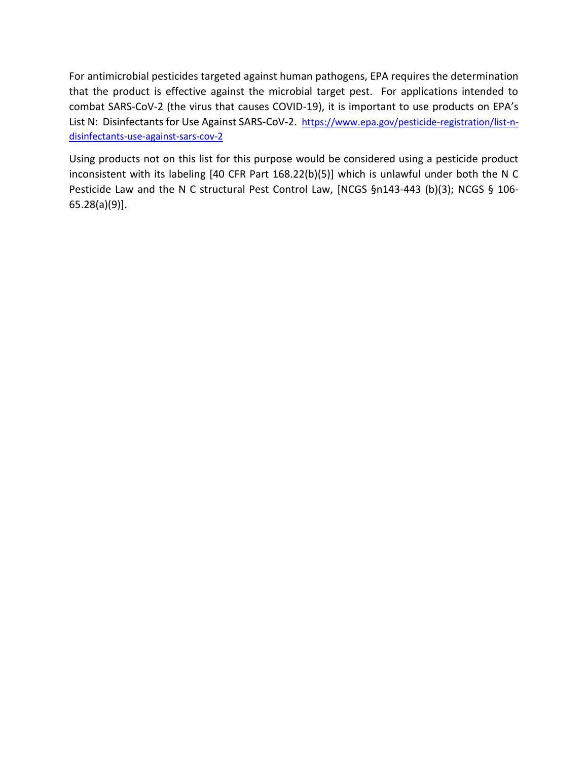For antimicrobial pesticides targeted against human pathogens, EPA requires the determination that the product is effective against the microbial target pest. For applications intended to combat SARS-CoV-2 (the virus that causes COVID-19), it is important to use products on EPA's List N: Disinfectants for Use Against SARS-CoV-2. https://www.epa.gov/pesticide-registration/list-n-disinfectants-use-against-sars-cov-2

Using products not on this list for this purpose would be considered using a pesticide product inconsistent with its labeling [40 CFR Part 168.22(b)(5)] which is unlawful under both the N C Pesticide Law and the N C structural Pest Control Law, [NCGS §n143-443 (b)(3); NCGS § 106-65.28(a)(9)].